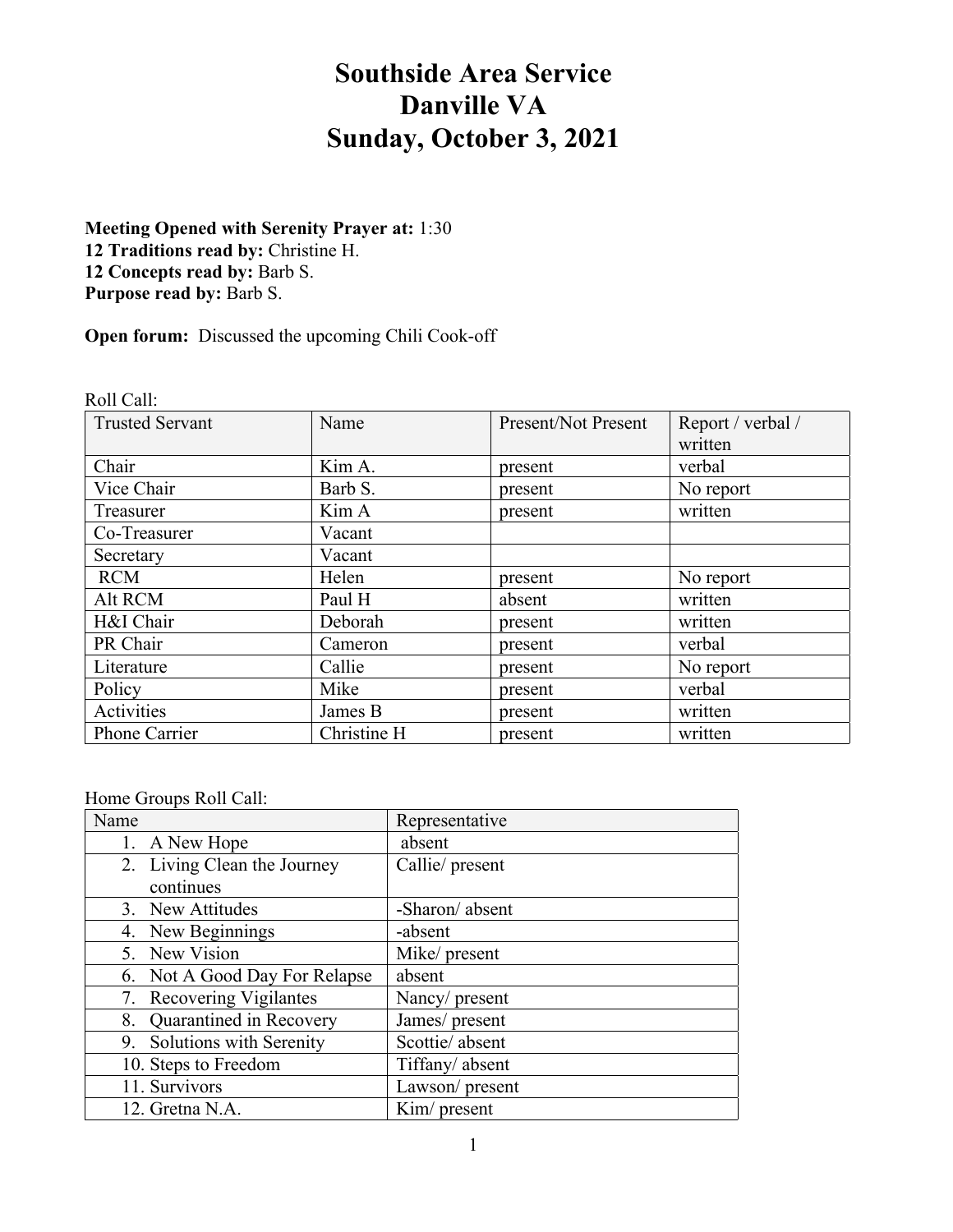# Southside Area Service
# Danville VA
# Sunday, October 3, 2021

**Meeting Opened with Serenity Prayer at:** 1:30
**12 Traditions read by:** Christine H.
**12 Concepts read by:** Barb S.
**Purpose read by:** Barb S.

**Open forum:** Discussed the upcoming Chili Cook-off

Roll Call:

| Trusted Servant | Name | Present/Not Present | Report / verbal / written |
|---|---|---|---|
| Chair | Kim A. | present | verbal |
| Vice Chair | Barb S. | present | No report |
| Treasurer | Kim A | present | written |
| Co-Treasurer | Vacant | | |
| Secretary | Vacant | | |
| RCM | Helen | present | No report |
| Alt RCM | Paul H | absent | written |
| H&I Chair | Deborah | present | written |
| PR Chair | Cameron | present | verbal |
| Literature | Callie | present | No report |
| Policy | Mike | present | verbal |
| Activities | James B | present | written |
| Phone Carrier | Christine H | present | written |

Home Groups Roll Call:

| Name | Representative |
|---|---|
| 1. A New Hope | absent |
| 2. Living Clean the Journey continues | Callie/ present |
| 3. New Attitudes | -Sharon/ absent |
| 4. New Beginnings | -absent |
| 5. New Vision | Mike/ present |
| 6. Not A Good Day For Relapse | absent |
| 7. Recovering Vigilantes | Nancy/ present |
| 8. Quarantined in Recovery | James/ present |
| 9. Solutions with Serenity | Scottie/ absent |
| 10. Steps to Freedom | Tiffany/ absent |
| 11. Survivors | Lawson/ present |
| 12. Gretna N.A. | Kim/ present |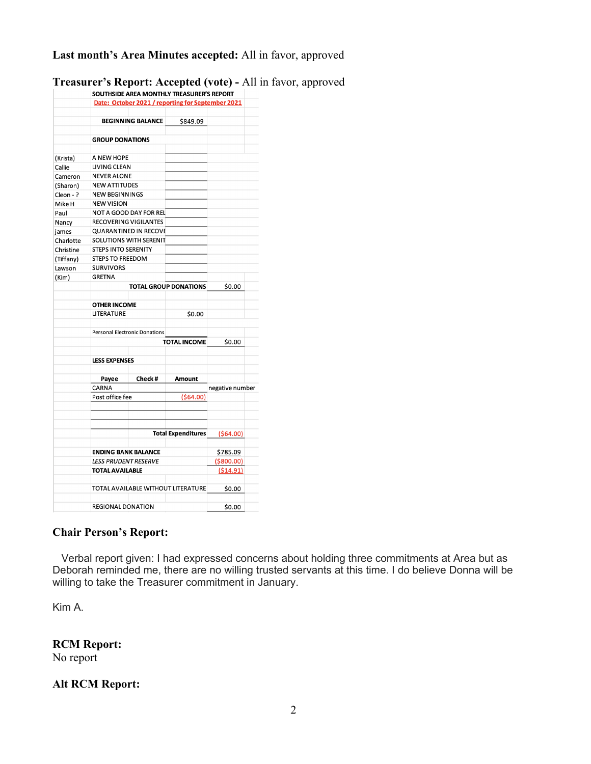**Last month's Area Minutes accepted:** All in favor, approved

**Treasurer's Report: Accepted (vote) -** All in favor, approved

| | SOUTHSIDE AREA MONTHLY TREASURER'S REPORT | | | |
|---|---|---|---|---|
| | Date: October 2021 / reporting for September 2021 | | | |
| | BEGINNING BALANCE | $849.09 | | |
| | GROUP DONATIONS | | | |
| (Krista) | A NEW HOPE | | | |
| Callie | LIVING CLEAN | | | |
| Cameron | NEVER ALONE | | | |
| (Sharon) | NEW ATTITUDES | | | |
| Cleon - ? | NEW BEGINNINGS | | | |
| Mike H | NEW VISION | | | |
| Paul | NOT A GOOD DAY FOR REL | | | |
| Nancy | RECOVERING VIGILANTES | | | |
| james | QUARANTINED IN RECOVE | | | |
| Charlotte | SOLUTIONS WITH SERENIT | | | |
| Christine | STEPS INTO SERENITY | | | |
| (Tiffany) | STEPS TO FREEDOM | | | |
| Lawson | SURVIVORS | | | |
| (Kim) | GRETNA | | | |
| | | TOTAL GROUP DONATIONS | $0.00 | |
| | OTHER INCOME | | | |
| | LITERATURE | $0.00 | | |
| | Personal Electronic Donations | | | |
| | | TOTAL INCOME | $0.00 | |
| | LESS EXPENSES | | | |
| | Payee / Check # | Amount | | |
| | CARNA | | negative number | |
| | Post office fee | ($64.00) | | |
| | | Total Expenditures | ($64.00) | |
| | ENDING BANK BALANCE | | $785.09 | |
| | *LESS PRUDENT RESERVE* | | ($800.00) | |
| | TOTAL AVAILABLE | | ($14.91) | |
| | TOTAL AVAILABLE WITHOUT LITERATURE | | $0.00 | |
| | REGIONAL DONATION | | $0.00 | |

## Chair Person's Report:

Verbal report given: I had expressed concerns about holding three commitments at Area but as Deborah reminded me, there are no willing trusted servants at this time. I do believe Donna will be willing to take the Treasurer commitment in January.

Kim A.

## RCM Report:

No report

## Alt RCM Report: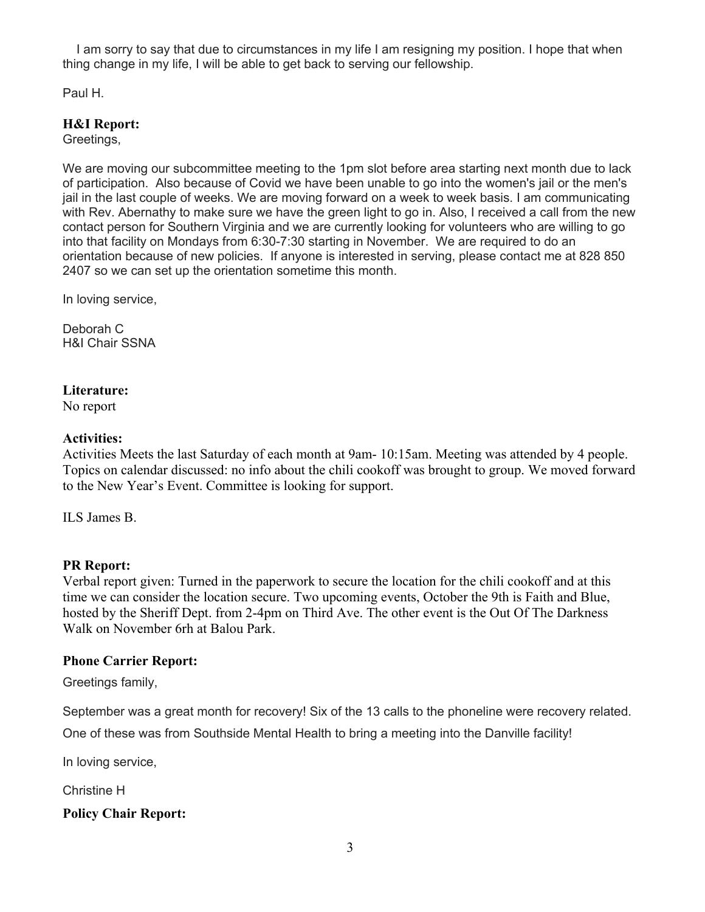I am sorry to say that due to circumstances in my life I am resigning my position. I hope that when thing change in my life, I will be able to get back to serving our fellowship.

Paul H.

**H&I Report:**

Greetings,

We are moving our subcommittee meeting to the 1pm slot before area starting next month due to lack of participation. Also because of Covid we have been unable to go into the women's jail or the men's jail in the last couple of weeks. We are moving forward on a week to week basis. I am communicating with Rev. Abernathy to make sure we have the green light to go in. Also, I received a call from the new contact person for Southern Virginia and we are currently looking for volunteers who are willing to go into that facility on Mondays from 6:30-7:30 starting in November. We are required to do an orientation because of new policies. If anyone is interested in serving, please contact me at 828 850 2407 so we can set up the orientation sometime this month.

In loving service,

Deborah C
H&I Chair SSNA

**Literature:**

No report

**Activities:**

Activities Meets the last Saturday of each month at 9am- 10:15am. Meeting was attended by 4 people. Topics on calendar discussed: no info about the chili cookoff was brought to group. We moved forward to the New Year's Event. Committee is looking for support.

ILS James B.

**PR Report:**

Verbal report given: Turned in the paperwork to secure the location for the chili cookoff and at this time we can consider the location secure. Two upcoming events, October the 9th is Faith and Blue, hosted by the Sheriff Dept. from 2-4pm on Third Ave. The other event is the Out Of The Darkness Walk on November 6rh at Balou Park.

**Phone Carrier Report:**

Greetings family,

September was a great month for recovery! Six of the 13 calls to the phoneline were recovery related.

One of these was from Southside Mental Health to bring a meeting into the Danville facility!

In loving service,

Christine H

**Policy Chair Report:**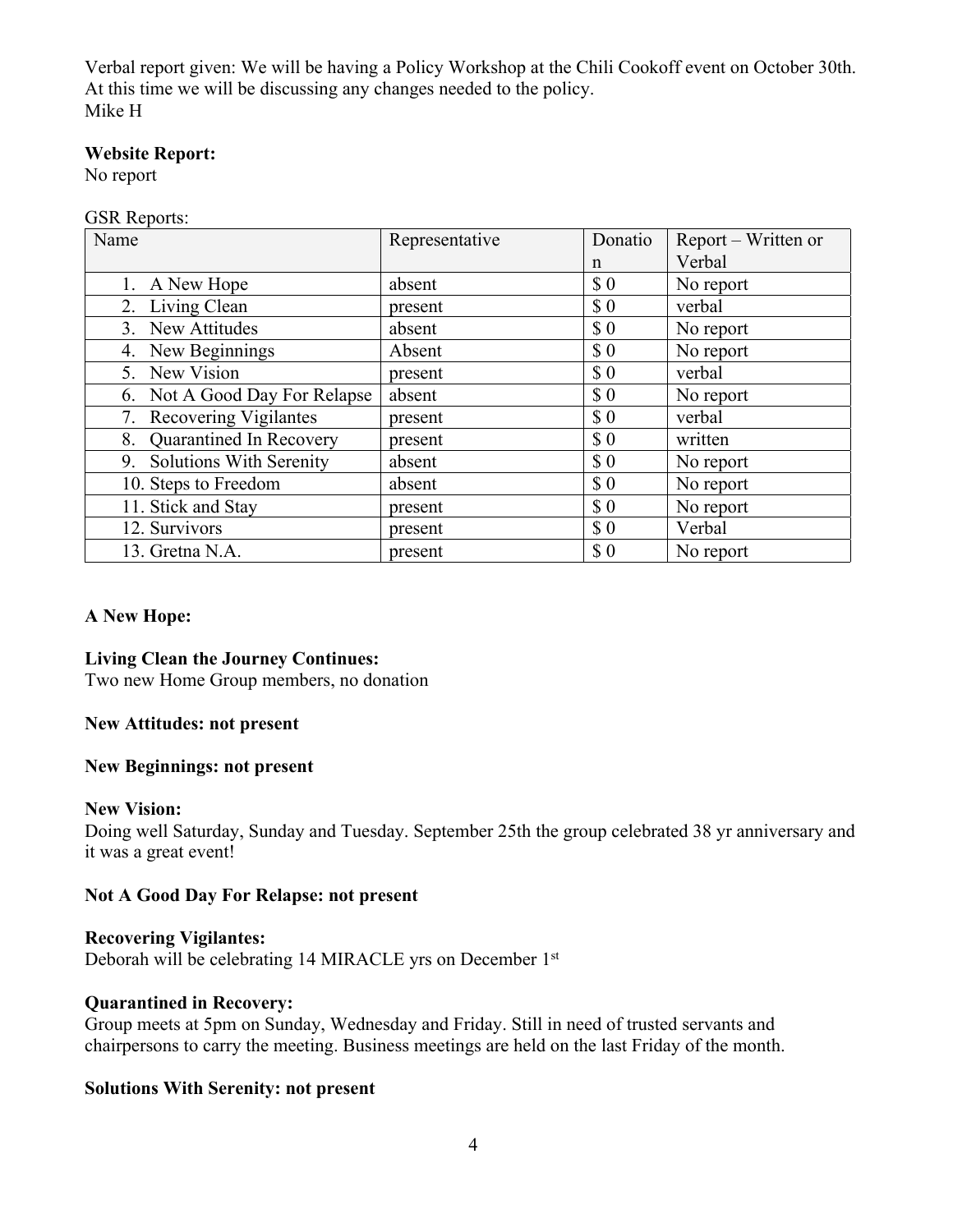Verbal report given: We will be having a Policy Workshop at the Chili Cookoff event on October 30th. At this time we will be discussing any changes needed to the policy.
Mike H

**Website Report:**
No report

GSR Reports:

| Name | Representative | Donation | Report – Written or Verbal |
|---|---|---|---|
| 1. A New Hope | absent | $ 0 | No report |
| 2. Living Clean | present | $ 0 | verbal |
| 3. New Attitudes | absent | $ 0 | No report |
| 4. New Beginnings | Absent | $ 0 | No report |
| 5. New Vision | present | $ 0 | verbal |
| 6. Not A Good Day For Relapse | absent | $ 0 | No report |
| 7. Recovering Vigilantes | present | $ 0 | verbal |
| 8. Quarantined In Recovery | present | $ 0 | written |
| 9. Solutions With Serenity | absent | $ 0 | No report |
| 10. Steps to Freedom | absent | $ 0 | No report |
| 11. Stick and Stay | present | $ 0 | No report |
| 12. Survivors | present | $ 0 | Verbal |
| 13. Gretna N.A. | present | $ 0 | No report |

**A New Hope:**

**Living Clean the Journey Continues:**
Two new Home Group members, no donation

**New Attitudes: not present**

**New Beginnings: not present**

**New Vision:**
Doing well Saturday, Sunday and Tuesday. September 25th the group celebrated 38 yr anniversary and it was a great event!

**Not A Good Day For Relapse: not present**

**Recovering Vigilantes:**
Deborah will be celebrating 14 MIRACLE yrs on December 1st

**Quarantined in Recovery:**
Group meets at 5pm on Sunday, Wednesday and Friday. Still in need of trusted servants and chairpersons to carry the meeting. Business meetings are held on the last Friday of the month.

**Solutions With Serenity: not present**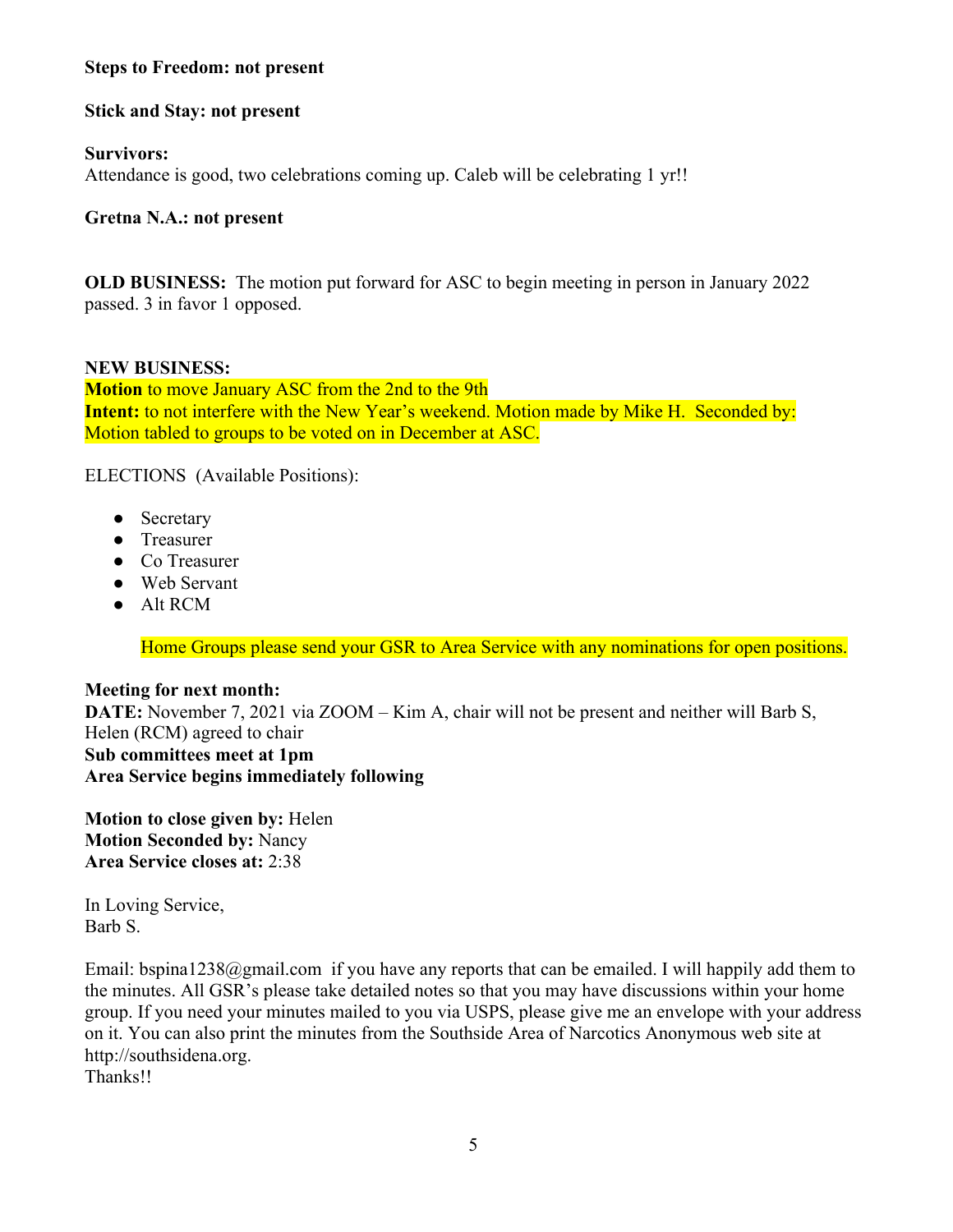**Steps to Freedom: not present**

**Stick and Stay: not present**

**Survivors:**
Attendance is good, two celebrations coming up. Caleb will be celebrating 1 yr!!

**Gretna N.A.: not present**

**OLD BUSINESS:** The motion put forward for ASC to begin meeting in person in January 2022 passed. 3 in favor 1 opposed.

**NEW BUSINESS:**
**Motion** to move January ASC from the 2nd to the 9th
**Intent:** to not interfere with the New Year's weekend. Motion made by Mike H. Seconded by: Motion tabled to groups to be voted on in December at ASC.

ELECTIONS (Available Positions):

- Secretary
- Treasurer
- Co Treasurer
- Web Servant
- Alt RCM

Home Groups please send your GSR to Area Service with any nominations for open positions.

**Meeting for next month:**
**DATE:** November 7, 2021 via ZOOM – Kim A, chair will not be present and neither will Barb S, Helen (RCM) agreed to chair
**Sub committees meet at 1pm**
**Area Service begins immediately following**

**Motion to close given by:** Helen
**Motion Seconded by:** Nancy
**Area Service closes at:** 2:38

In Loving Service,
Barb S.

Email: bspina1238@gmail.com if you have any reports that can be emailed. I will happily add them to the minutes. All GSR's please take detailed notes so that you may have discussions within your home group. If you need your minutes mailed to you via USPS, please give me an envelope with your address on it. You can also print the minutes from the Southside Area of Narcotics Anonymous web site at http://southsidena.org.
Thanks!!